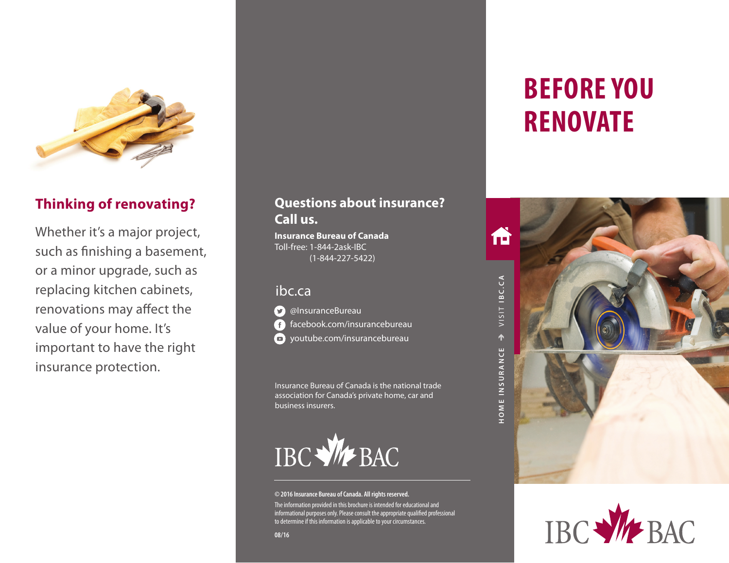# BEFORE YOU RENOVATE

HOME INSURANCE → VISIT IBC.CA

IBC BAC

## Thinking of renovating?

Whether it's a major project, such as finishing a basement, or a minor upgrade, such as replacing kitchen cabinets, renovations may affect the value of your home. It's important to have the right insurance protection.

## Questions about insurance? Call us.

**Insurance Bureau of Canada**
Toll-free: 1-844-2ask-IBC
(1-844-227-5422)

ibc.ca

- @InsuranceBureau
- facebook.com/insurancebureau
- youtube.com/insurancebureau

Insurance Bureau of Canada is the national trade association for Canada's private home, car and business insurers.

IBC BAC

**© 2016 Insurance Bureau of Canada. All rights reserved.**

The information provided in this brochure is intended for educational and informational purposes only. Please consult the appropriate qualified professional to determine if this information is applicable to your circumstances.

**08/16**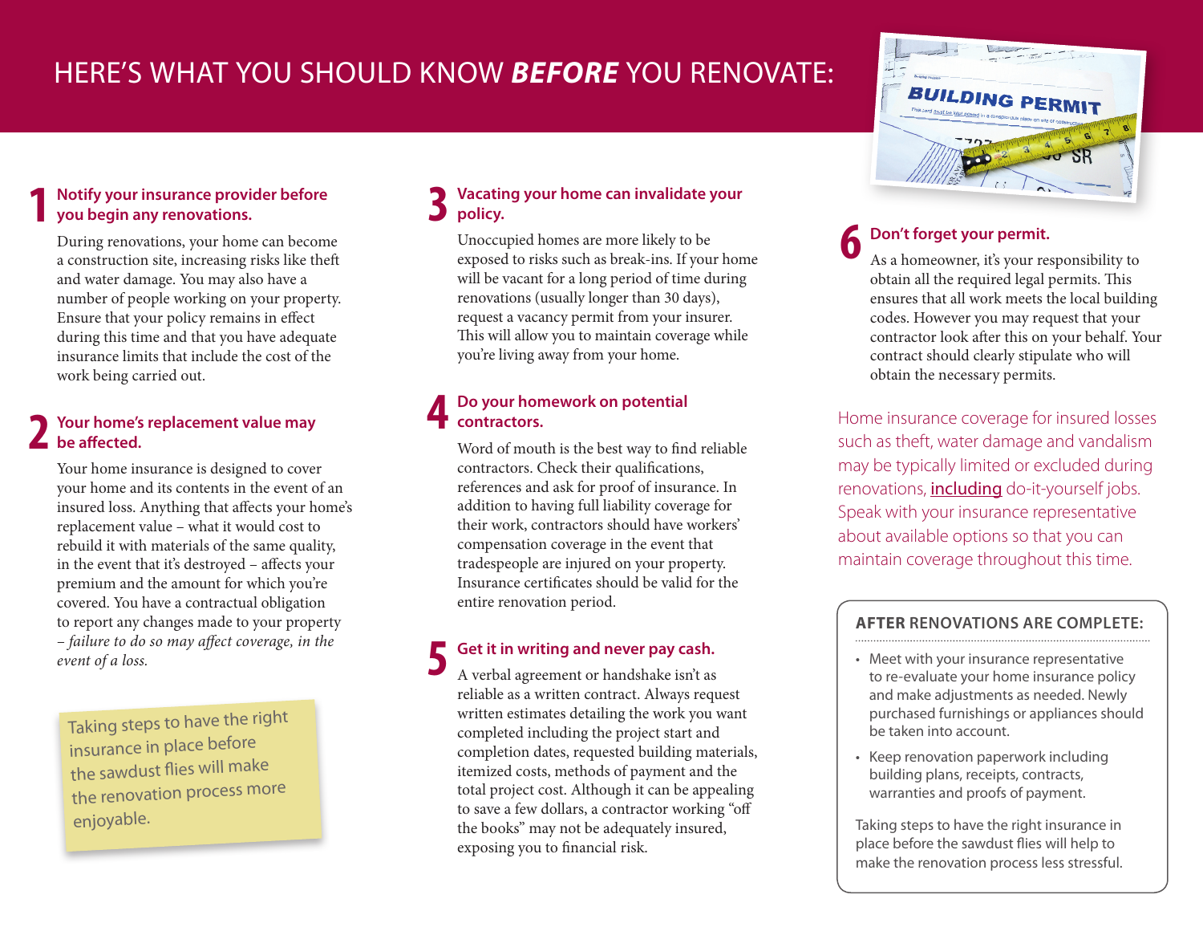# HERE'S WHAT YOU SHOULD KNOW ***BEFORE*** YOU RENOVATE:

## 1 Notify your insurance provider before you begin any renovations.

During renovations, your home can become a construction site, increasing risks like theft and water damage. You may also have a number of people working on your property. Ensure that your policy remains in effect during this time and that you have adequate insurance limits that include the cost of the work being carried out.

## 2 Your home's replacement value may be affected.

Your home insurance is designed to cover your home and its contents in the event of an insured loss. Anything that affects your home's replacement value – what it would cost to rebuild it with materials of the same quality, in the event that it's destroyed – affects your premium and the amount for which you're covered. You have a contractual obligation to report any changes made to your property *– failure to do so may affect coverage, in the event of a loss.*

Taking steps to have the right insurance in place before the sawdust flies will make the renovation process more enjoyable.

## 3 Vacating your home can invalidate your policy.

Unoccupied homes are more likely to be exposed to risks such as break-ins. If your home will be vacant for a long period of time during renovations (usually longer than 30 days), request a vacancy permit from your insurer. This will allow you to maintain coverage while you're living away from your home.

## 4 Do your homework on potential contractors.

Word of mouth is the best way to find reliable contractors. Check their qualifications, references and ask for proof of insurance. In addition to having full liability coverage for their work, contractors should have workers' compensation coverage in the event that tradespeople are injured on your property. Insurance certificates should be valid for the entire renovation period.

## 5 Get it in writing and never pay cash.

A verbal agreement or handshake isn't as reliable as a written contract. Always request written estimates detailing the work you want completed including the project start and completion dates, requested building materials, itemized costs, methods of payment and the total project cost. Although it can be appealing to save a few dollars, a contractor working "off the books" may not be adequately insured, exposing you to financial risk.

## 6 Don't forget your permit.

As a homeowner, it's your responsibility to obtain all the required legal permits. This ensures that all work meets the local building codes. However you may request that your contractor look after this on your behalf. Your contract should clearly stipulate who will obtain the necessary permits.

Home insurance coverage for insured losses such as theft, water damage and vandalism may be typically limited or excluded during renovations, including do-it-yourself jobs. Speak with your insurance representative about available options so that you can maintain coverage throughout this time.

### AFTER RENOVATIONS ARE COMPLETE:

- Meet with your insurance representative to re-evaluate your home insurance policy and make adjustments as needed. Newly purchased furnishings or appliances should be taken into account.
- Keep renovation paperwork including building plans, receipts, contracts, warranties and proofs of payment.

Taking steps to have the right insurance in place before the sawdust flies will help to make the renovation process less stressful.